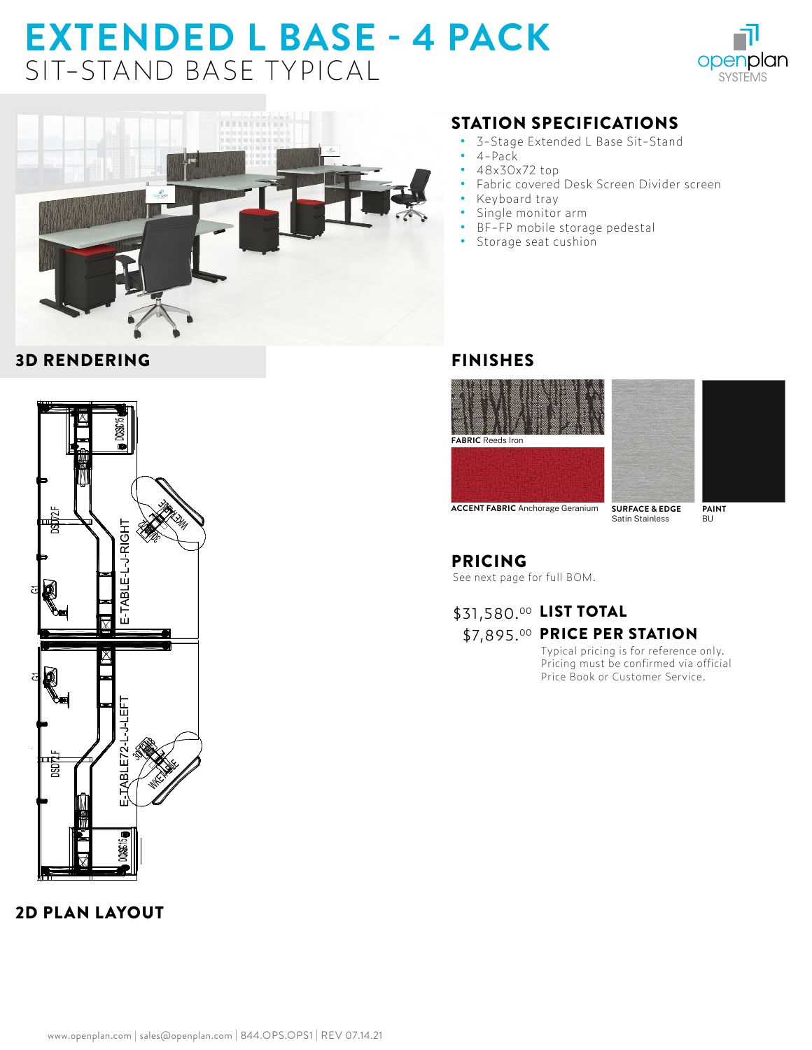# EXTENDED L BASE - 4 PACK

## SIT-STAND BASE TYPICAL

### 3D RENDERING

### 2D PLAN LAYOUT

### STATION SPECIFICATIONS

- 3-Stage Extended L Base Sit-Stand
- 4-Pack
- 48x30x72 top
- Fabric covered Desk Screen Divider screen
- Keyboard tray
- Single monitor arm
- BF-FP mobile storage pedestal
- Storage seat cushion

### FINISHES

**FABRIC** Reeds Iron

**ACCENT FABRIC** Anchorage Geranium

**SURFACE & EDGE** Satin Stainless

**PAINT** BU

### PRICING

See next page for full BOM.

$31,580.00 **LIST TOTAL**

$7,895.00 **PRICE PER STATION**

Typical pricing is for reference only. Pricing must be confirmed via official Price Book or Customer Service.

www.openplan.com | sales@openplan.com | 844.OPS.OPS1 | REV 07.14.21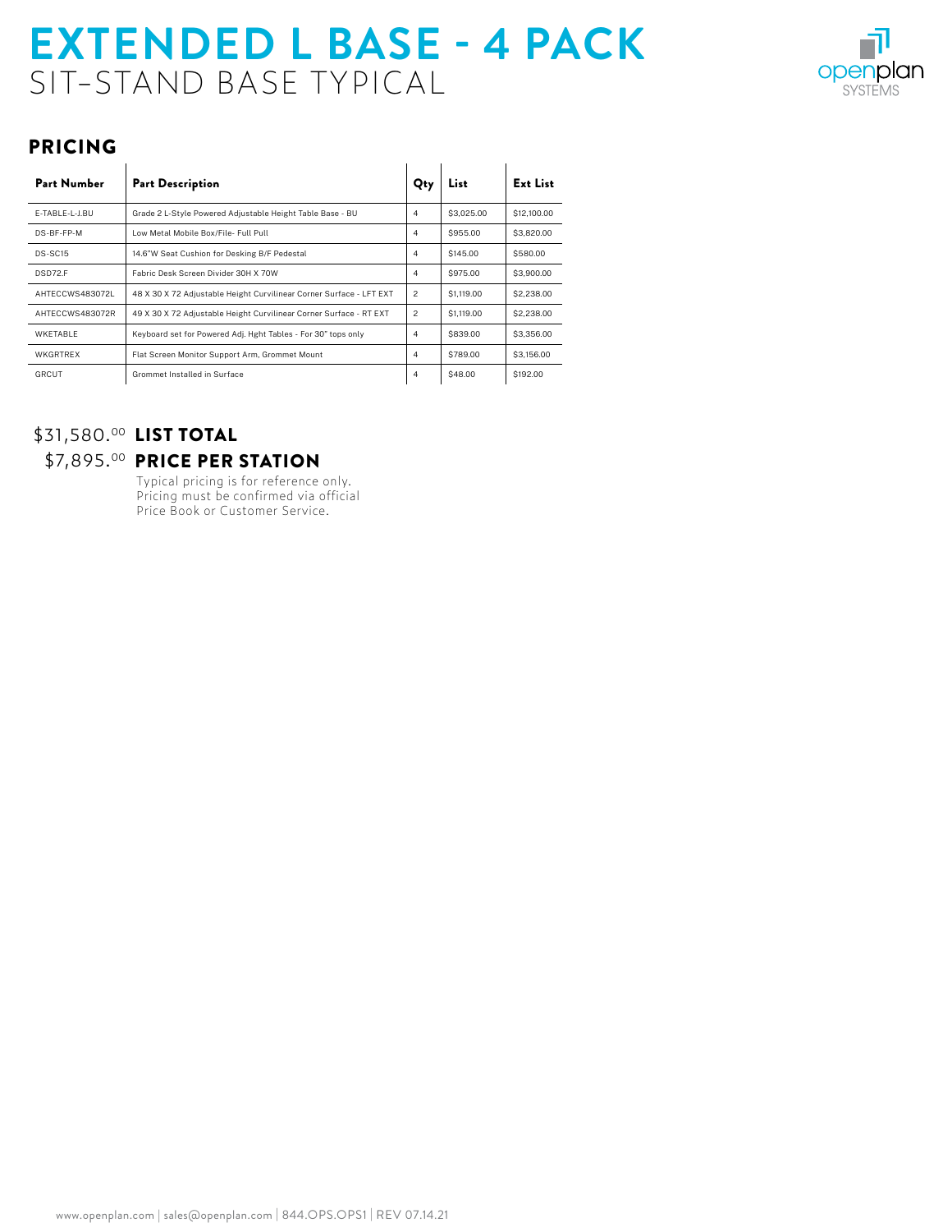# EXTENDED L BASE - 4 PACK

SIT-STAND BASE TYPICAL

## PRICING

| Part Number | Part Description | Qty | List | Ext List |
|---|---|---|---|---|
| E-TABLE-L-J.BU | Grade 2 L-Style Powered Adjustable Height Table Base - BU | 4 | $3,025.00 | $12,100.00 |
| DS-BF-FP-M | Low Metal Mobile Box/File- Full Pull | 4 | $955.00 | $3,820.00 |
| DS-SC15 | 14.6"W Seat Cushion for Desking B/F Pedestal | 4 | $145.00 | $580.00 |
| DSD72.F | Fabric Desk Screen Divider 30H X 70W | 4 | $975.00 | $3,900.00 |
| AHTECCWS483072L | 48 X 30 X 72 Adjustable Height Curvilinear Corner Surface - LFT EXT | 2 | $1,119.00 | $2,238.00 |
| AHTECCWS483072R | 49 X 30 X 72 Adjustable Height Curvilinear Corner Surface - RT EXT | 2 | $1,119.00 | $2,238.00 |
| WKETABLE | Keyboard set for Powered Adj. Hght Tables - For 30" tops only | 4 | $839.00 | $3,356.00 |
| WKGRTREX | Flat Screen Monitor Support Arm, Grommet Mount | 4 | $789.00 | $3,156.00 |
| GRCUT | Grommet Installed in Surface | 4 | $48.00 | $192.00 |

$31,580.00 **LIST TOTAL**

$7,895.00 **PRICE PER STATION**

Typical pricing is for reference only. Pricing must be confirmed via official Price Book or Customer Service.

www.openplan.com | sales@openplan.com | 844.OPS.OPS1 | REV 07.14.21